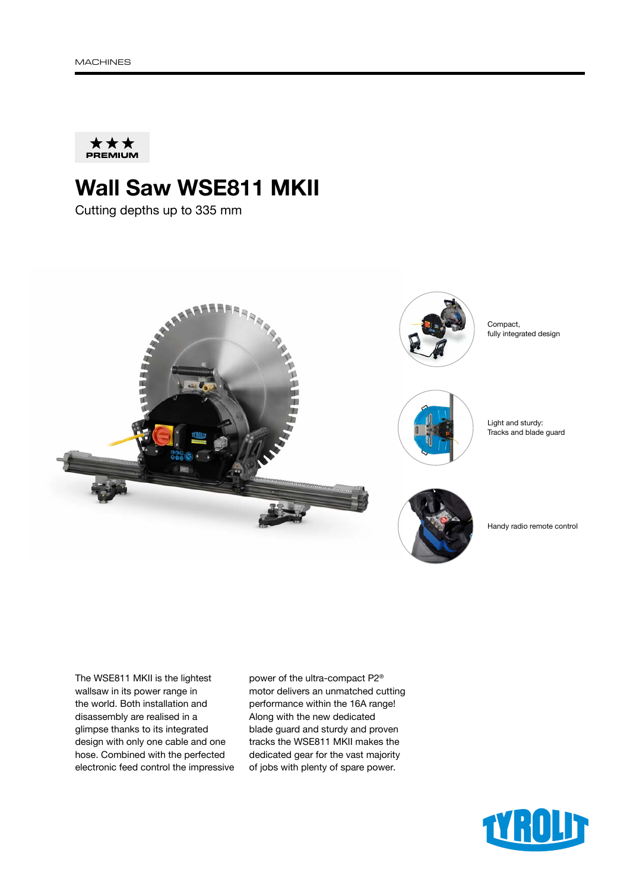MACHINES

★★★ PREMIUM

# Wall Saw WSE811 MKII

Cutting depths up to 335 mm

Compact, fully integrated design

Light and sturdy: Tracks and blade guard

Handy radio remote control

The WSE811 MKII is the lightest wallsaw in its power range in the world. Both installation and disassembly are realised in a glimpse thanks to its integrated design with only one cable and one hose. Combined with the perfected electronic feed control the impressive power of the ultra-compact P2® motor delivers an unmatched cutting performance within the 16A range! Along with the new dedicated blade guard and sturdy and proven tracks the WSE811 MKII makes the dedicated gear for the vast majority of jobs with plenty of spare power.

TYROLIT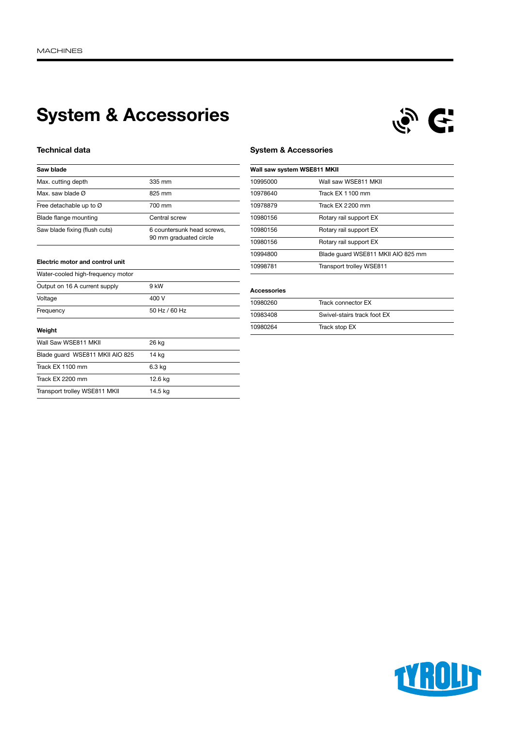# System & Accessories

## Technical data

| Saw blade | |
|---|---|
| Max. cutting depth | 335 mm |
| Max. saw blade Ø | 825 mm |
| Free detachable up to Ø | 700 mm |
| Blade flange mounting | Central screw |
| Saw blade fixing (flush cuts) | 6 countersunk head screws, 90 mm graduated circle |

| Electric motor and control unit | |
|---|---|
| Water-cooled high-frequency motor | |
| Output on 16 A current supply | 9 kW |
| Voltage | 400 V |
| Frequency | 50 Hz / 60 Hz |

| Weight | |
|---|---|
| Wall Saw WSE811 MKII | 26 kg |
| Blade guard  WSE811 MKII AIO 825 | 14 kg |
| Track EX 1100 mm | 6.3 kg |
| Track EX 2200 mm | 12.6 kg |
| Transport trolley WSE811 MKII | 14.5 kg |

## System & Accessories

| Wall saw system WSE811 MKII | |
|---|---|
| 10995000 | Wall saw WSE811 MKII |
| 10978640 | Track EX 1 100 mm |
| 10978879 | Track EX 2 200 mm |
| 10980156 | Rotary rail support EX |
| 10980156 | Rotary rail support EX |
| 10980156 | Rotary rail support EX |
| 10994800 | Blade guard WSE811 MKII AIO 825 mm |
| 10998781 | Transport trolley WSE811 |

| Accessories | |
|---|---|
| 10980260 | Track connector EX |
| 10983408 | Swivel-stairs track foot EX |
| 10980264 | Track stop EX |

TYROLIT